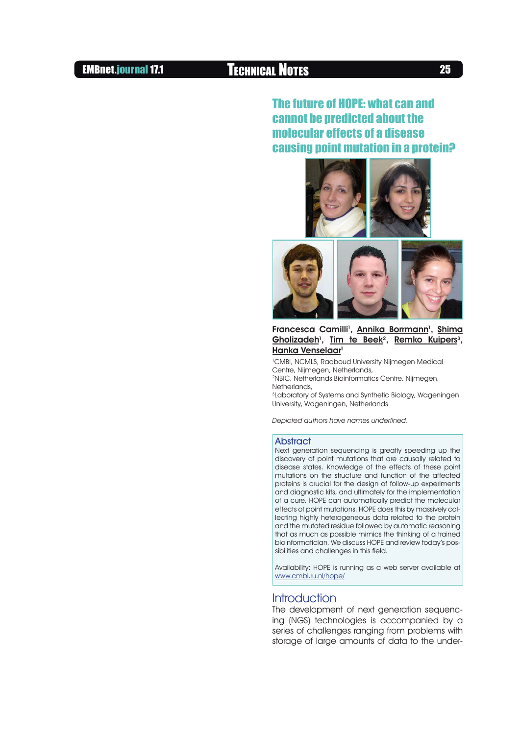# The future of HOPE: what can and cannot be predicted about the molecular effects of a disease causing point mutation in a protein?

**Francesca Camilli**[1], **Annika Borrmann**[1], **Shima Gholizadeh**[1], **Tim te Beek**[2], **Remko Kuipers**[3], **Hanka Venselaar**[1]

[1]CMBI, NCMLS, Radboud University Nijmegen Medical Centre, Nijmegen, Netherlands,
[2]NBIC, Netherlands Bioinformatics Centre, Nijmegen, Netherlands,
[3]Laboratory of Systems and Synthetic Biology, Wageningen University, Wageningen, Netherlands

*Depicted authors have names underlined.*

## Abstract

Next generation sequencing is greatly speeding up the discovery of point mutations that are causally related to disease states. Knowledge of the effects of these point mutations on the structure and function of the affected proteins is crucial for the design of follow-up experiments and diagnostic kits, and ultimately for the implementation of a cure. HOPE can automatically predict the molecular effects of point mutations. HOPE does this by massively collecting highly heterogeneous data related to the protein and the mutated residue followed by automatic reasoning that as much as possible mimics the thinking of a trained bioinformatician. We discuss HOPE and review today's possibilities and challenges in this field.

Availability: HOPE is running as a web server available at www.cmbi.ru.nl/hope/

## Introduction

The development of next generation sequencing (NGS) technologies is accompanied by a series of challenges ranging from problems with storage of large amounts of data to the under-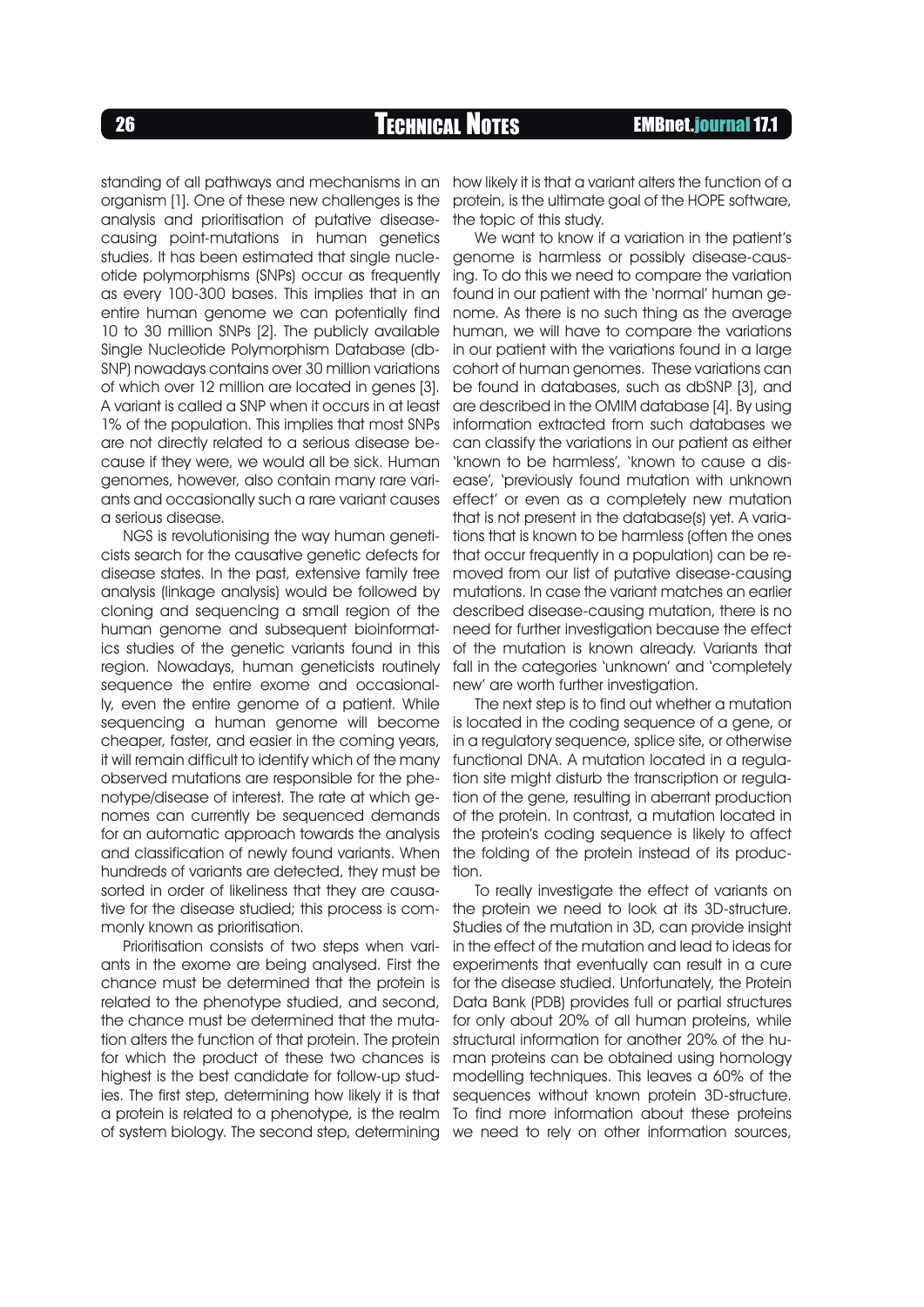standing of all pathways and mechanisms in an organism [1]. One of these new challenges is the analysis and prioritisation of putative disease-causing point-mutations in human genetics studies. It has been estimated that single nucleotide polymorphisms (SNPs) occur as frequently as every 100-300 bases. This implies that in an entire human genome we can potentially find 10 to 30 million SNPs [2]. The publicly available Single Nucleotide Polymorphism Database (dbSNP) nowadays contains over 30 million variations of which over 12 million are located in genes [3]. A variant is called a SNP when it occurs in at least 1% of the population. This implies that most SNPs are not directly related to a serious disease because if they were, we would all be sick. Human genomes, however, also contain many rare variants and occasionally such a rare variant causes a serious disease.

NGS is revolutionising the way human geneticists search for the causative genetic defects for disease states. In the past, extensive family tree analysis (linkage analysis) would be followed by cloning and sequencing a small region of the human genome and subsequent bioinformatics studies of the genetic variants found in this region. Nowadays, human geneticists routinely sequence the entire exome and occasionally, even the entire genome of a patient. While sequencing a human genome will become cheaper, faster, and easier in the coming years, it will remain difficult to identify which of the many observed mutations are responsible for the phenotype/disease of interest. The rate at which genomes can currently be sequenced demands for an automatic approach towards the analysis and classification of newly found variants. When hundreds of variants are detected, they must be sorted in order of likeliness that they are causative for the disease studied; this process is commonly known as prioritisation.

Prioritisation consists of two steps when variants in the exome are being analysed. First the chance must be determined that the protein is related to the phenotype studied, and second, the chance must be determined that the mutation alters the function of that protein. The protein for which the product of these two chances is highest is the best candidate for follow-up studies. The first step, determining how likely it is that a protein is related to a phenotype, is the realm of system biology. The second step, determining how likely it is that a variant alters the function of a protein, is the ultimate goal of the HOPE software, the topic of this study.

We want to know if a variation in the patient's genome is harmless or possibly disease-causing. To do this we need to compare the variation found in our patient with the 'normal' human genome. As there is no such thing as the average human, we will have to compare the variations in our patient with the variations found in a large cohort of human genomes. These variations can be found in databases, such as dbSNP [3], and are described in the OMIM database [4]. By using information extracted from such databases we can classify the variations in our patient as either 'known to be harmless', 'known to cause a disease', 'previously found mutation with unknown effect' or even as a completely new mutation that is not present in the database(s) yet. Variations that is known to be harmless (often the ones that occur frequently in a population) can be removed from our list of putative disease-causing mutations. In case the variant matches an earlier described disease-causing mutation, there is no need for further investigation because the effect of the mutation is known already. Variants that fall in the categories 'unknown' and 'completely new' are worth further investigation.

The next step is to find out whether a mutation is located in the coding sequence of a gene, or in a regulatory sequence, splice site, or otherwise functional DNA. A mutation located in a regulation site might disturb the transcription or regulation of the gene, resulting in aberrant production of the protein. In contrast, a mutation located in the protein's coding sequence is likely to affect the folding of the protein instead of its production.

To really investigate the effect of variants on the protein we need to look at its 3D-structure. Studies of the mutation in 3D, can provide insight in the effect of the mutation and lead to ideas for experiments that eventually can result in a cure for the disease studied. Unfortunately, the Protein Data Bank (PDB) provides full or partial structures for only about 20% of all human proteins, while structural information for another 20% of the human proteins can be obtained using homology modelling techniques. This leaves a 60% of the sequences without known protein 3D-structure. To find more information about these proteins we need to rely on other information sources,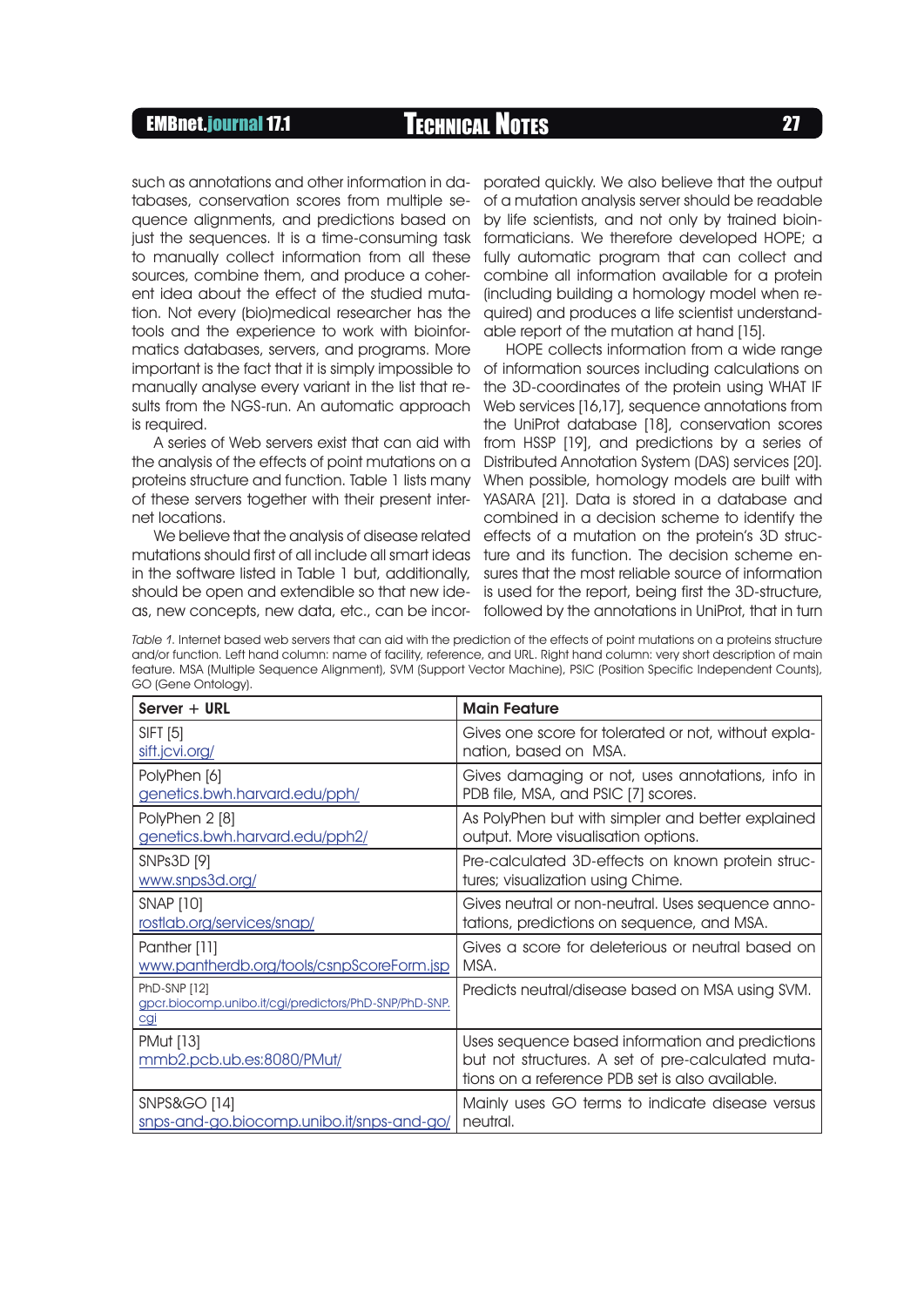such as annotations and other information in databases, conservation scores from multiple sequence alignments, and predictions based on just the sequences. It is a time-consuming task to manually collect information from all these sources, combine them, and produce a coherent idea about the effect of the studied mutation. Not every (bio)medical researcher has the tools and the experience to work with bioinformatics databases, servers, and programs. More important is the fact that it is simply impossible to manually analyse every variant in the list that results from the NGS-run. An automatic approach is required.

A series of Web servers exist that can aid with the analysis of the effects of point mutations on a proteins structure and function. Table 1 lists many of these servers together with their present internet locations.

We believe that the analysis of disease related mutations should first of all include all smart ideas in the software listed in Table 1 but, additionally, should be open and extendible so that new ideas, new concepts, new data, etc., can be incorporated quickly. We also believe that the output of a mutation analysis server should be readable by life scientists, and not only by trained bioinformaticians. We therefore developed HOPE; a fully automatic program that can collect and combine all information available for a protein (including building a homology model when required) and produces a life scientist understandable report of the mutation at hand [15].

HOPE collects information from a wide range of information sources including calculations on the 3D-coordinates of the protein using WHAT IF Web services [16,17], sequence annotations from the UniProt database [18], conservation scores from HSSP [19], and predictions by a series of Distributed Annotation System (DAS) services [20]. When possible, homology models are built with YASARA [21]. Data is stored in a database and combined in a decision scheme to identify the effects of a mutation on the protein's 3D structure and its function. The decision scheme ensures that the most reliable source of information is used for the report, being first the 3D-structure, followed by the annotations in UniProt, that in turn

*Table 1.* Internet based web servers that can aid with the prediction of the effects of point mutations on a proteins structure and/or function. Left hand column: name of facility, reference, and URL. Right hand column: very short description of main feature. MSA (Multiple Sequence Alignment), SVM (Support Vector Machine), PSIC (Position Specific Independent Counts), GO (Gene Ontology).

| **Server + URL** | **Main Feature** |
|---|---|
| SIFT [5] sift.jcvi.org/ | Gives one score for tolerated or not, without explanation, based on MSA. |
| PolyPhen [6] genetics.bwh.harvard.edu/pph/ | Gives damaging or not, uses annotations, info in PDB file, MSA, and PSIC [7] scores. |
| PolyPhen 2 [8] genetics.bwh.harvard.edu/pph2/ | As PolyPhen but with simpler and better explained output. More visualisation options. |
| SNPs3D [9] www.snps3d.org/ | Pre-calculated 3D-effects on known protein structures; visualization using Chime. |
| SNAP [10] rostlab.org/services/snap/ | Gives neutral or non-neutral. Uses sequence annotations, predictions on sequence, and MSA. |
| Panther [11] www.pantherdb.org/tools/csnpScoreForm.jsp | Gives a score for deleterious or neutral based on MSA. |
| PhD-SNP [12] gpcr.biocomp.unibo.it/cgi/predictors/PhD-SNP/PhD-SNP.cgi | Predicts neutral/disease based on MSA using SVM. |
| PMut [13] mmb2.pcb.ub.es:8080/PMut/ | Uses sequence based information and predictions but not structures. A set of pre-calculated mutations on a reference PDB set is also available. |
| SNPS&GO [14] snps-and-go.biocomp.unibo.it/snps-and-go/ | Mainly uses GO terms to indicate disease versus neutral. |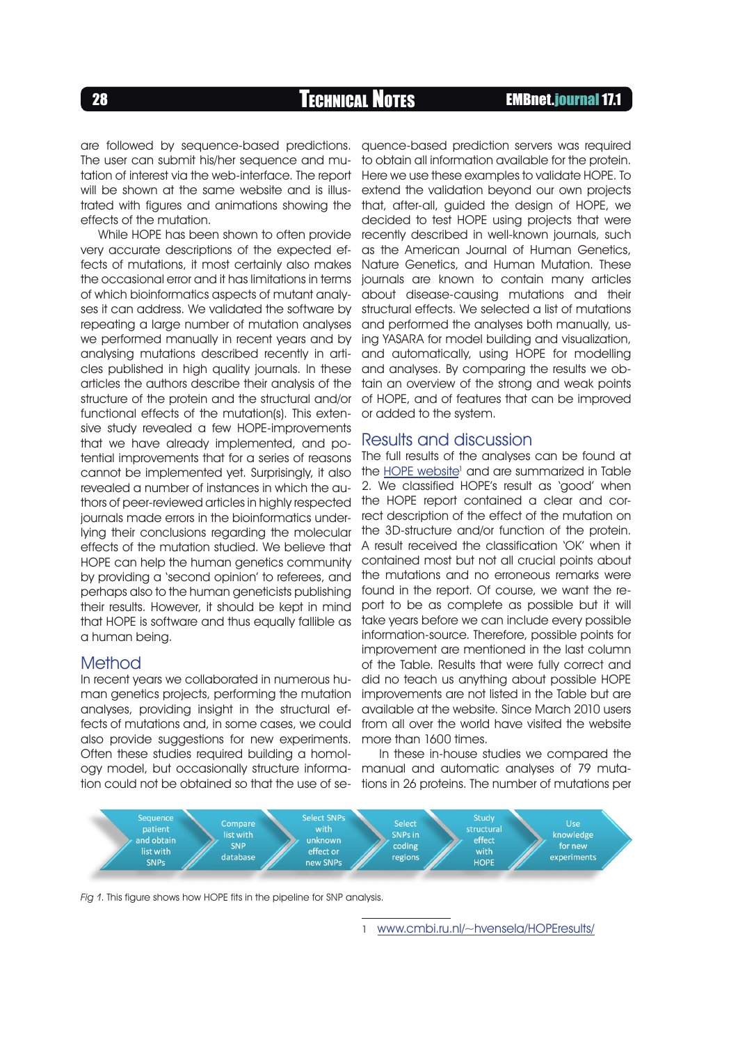are followed by sequence-based predictions. The user can submit his/her sequence and mutation of interest via the web-interface. The report will be shown at the same website and is illustrated with figures and animations showing the effects of the mutation.

While HOPE has been shown to often provide very accurate descriptions of the expected effects of mutations, it most certainly also makes the occasional error and it has limitations in terms of which bioinformatics aspects of mutant analyses it can address. We validated the software by repeating a large number of mutation analyses we performed manually in recent years and by analysing mutations described recently in articles published in high quality journals. In these articles the authors describe their analysis of the structure of the protein and the structural and/or functional effects of the mutation(s). This extensive study revealed a few HOPE-improvements that we have already implemented, and potential improvements that for a series of reasons cannot be implemented yet. Surprisingly, it also revealed a number of instances in which the authors of peer-reviewed articles in highly respected journals made errors in the bioinformatics underlying their conclusions regarding the molecular effects of the mutation studied. We believe that HOPE can help the human genetics community by providing a 'second opinion' to referees, and perhaps also to the human geneticists publishing their results. However, it should be kept in mind that HOPE is software and thus equally fallible as a human being.

## Method

In recent years we collaborated in numerous human genetics projects, performing the mutation analyses, providing insight in the structural effects of mutations and, in some cases, we could also provide suggestions for new experiments. Often these studies required building a homology model, but occasionally structure information could not be obtained so that the use of sequence-based prediction servers was required to obtain all information available for the protein. Here we use these examples to validate HOPE. To extend the validation beyond our own projects that, after-all, guided the design of HOPE, we decided to test HOPE using projects that were recently described in well-known journals, such as the American Journal of Human Genetics, Nature Genetics, and Human Mutation. These journals are known to contain many articles about disease-causing mutations and their structural effects. We selected a list of mutations and performed the analyses both manually, using YASARA for model building and visualization, and automatically, using HOPE for modelling and analyses. By comparing the results we obtain an overview of the strong and weak points of HOPE, and of features that can be improved or added to the system.

## Results and discussion

The full results of the analyses can be found at the HOPE website[1] and are summarized in Table 2. We classified HOPE's result as 'good' when the HOPE report contained a clear and correct description of the effect of the mutation on the 3D-structure and/or function of the protein. A result received the classification 'OK' when it contained most but not all crucial points about the mutations and no erroneous remarks were found in the report. Of course, we want the report to be as complete as possible but it will take years before we can include every possible information-source. Therefore, possible points for improvement are mentioned in the last column of the Table. Results that were fully correct and did no teach us anything about possible HOPE improvements are not listed in the Table but are available at the website. Since March 2010 users from all over the world have visited the website more than 1600 times.

In these in-house studies we compared the manual and automatic analyses of 79 mutations in 26 proteins. The number of mutations per

Sequence patient and obtain list with SNPs → Compare list with SNP database → Select SNPs with unknown effect or new SNPs → Select SNPs in coding regions → Study structural effect with HOPE → Use knowledge for new experiments

*Fig 1.* This figure shows how HOPE fits in the pipeline for SNP analysis.

1 www.cmbi.ru.nl/~hvensela/HOPEresults/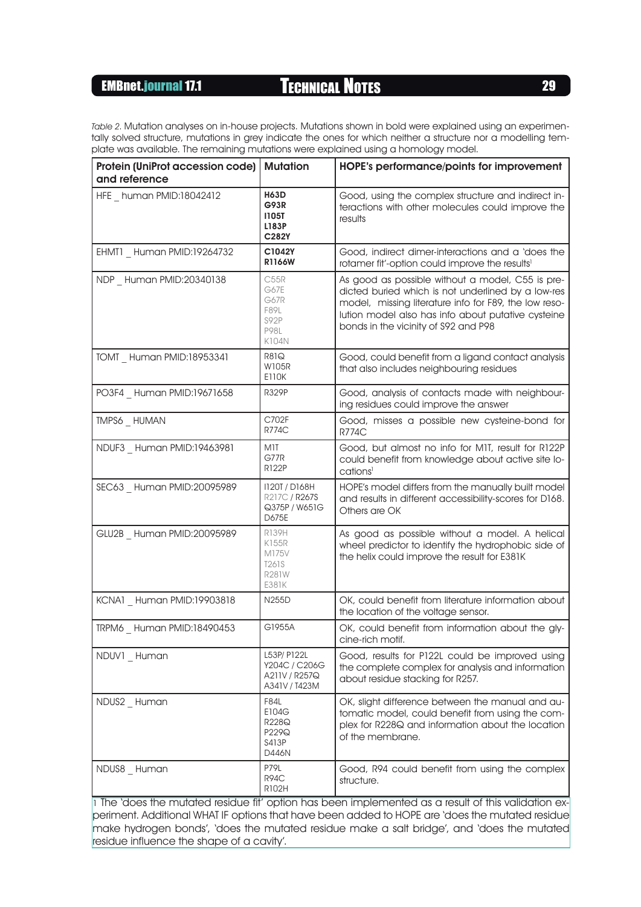*Table 2.* Mutation analyses on in-house projects. Mutations shown in bold were explained using an experimentally solved structure, mutations in grey indicate the ones for which neither a structure nor a modelling template was available. The remaining mutations were explained using a homology model.

| Protein (UniProt accession code) and reference | Mutation | HOPE's performance/points for improvement |
|---|---|---|
| HFE _ human PMID:18042412 | **H63D** **G93R** **I105T** **L183P** **C282Y** | Good, using the complex structure and indirect interactions with other molecules could improve the results |
| EHMT1 _ Human PMID:19264732 | **C1042Y** **R1166W** | Good, indirect dimer-interactions and a 'does the rotamer fit'-option could improve the results[1] |
| NDP _ Human PMID:20340138 | C55R G67E G67R F89L S92P P98L K104N | As good as possible without a model, C55 is predicted buried which is not underlined by a low-res model, missing literature info for F89, the low resolution model also has info about putative cysteine bonds in the vicinity of S92 and P98 |
| TOMT _ Human PMID:18953341 | R81Q W105R E110K | Good, could benefit from a ligand contact analysis that also includes neighbouring residues |
| PO3F4 _ Human PMID:19671658 | R329P | Good, analysis of contacts made with neighbouring residues could improve the answer |
| TMPS6 _ HUMAN | C702F R774C | Good, misses a possible new cysteine-bond for R774C |
| NDUF3 _ Human PMID:19463981 | M1T G77R R122P | Good, but almost no info for M1T, result for R122P could benefit from knowledge about active site locations[1] |
| SEC63 _ Human PMID:20095989 | I120T / D168H R217C / R267S Q375P / W651G D675E | HOPE's model differs from the manually built model and results in different accessibility-scores for D168. Others are OK |
| GLU2B _ Human PMID:20095989 | R139H K155R M175V T261S R281W E381K | As good as possible without a model. A helical wheel predictor to identify the hydrophobic side of the helix could improve the result for E381K |
| KCNA1 _ Human PMID:19903818 | N255D | OK, could benefit from literature information about the location of the voltage sensor. |
| TRPM6 _ Human PMID:18490453 | G1955A | OK, could benefit from information about the glycine-rich motif. |
| NDUV1 _ Human | L53P/ P122L Y204C / C206G A211V / R257Q A341V / T423M | Good, results for P122L could be improved using the complete complex for analysis and information about residue stacking for R257. |
| NDUS2 _ Human | F84L E104G R228Q P229Q S413P D446N | OK, slight difference between the manual and automatic model, could benefit from using the complex for R228Q and information about the location of the membrane. |
| NDUS8 _ Human | P79L R94C R102H | Good, R94 could benefit from using the complex structure. |

1 The 'does the mutated residue fit' option has been implemented as a result of this validation experiment. Additional WHAT IF options that have been added to HOPE are 'does the mutated residue make hydrogen bonds', 'does the mutated residue make a salt bridge', and 'does the mutated residue influence the shape of a cavity'.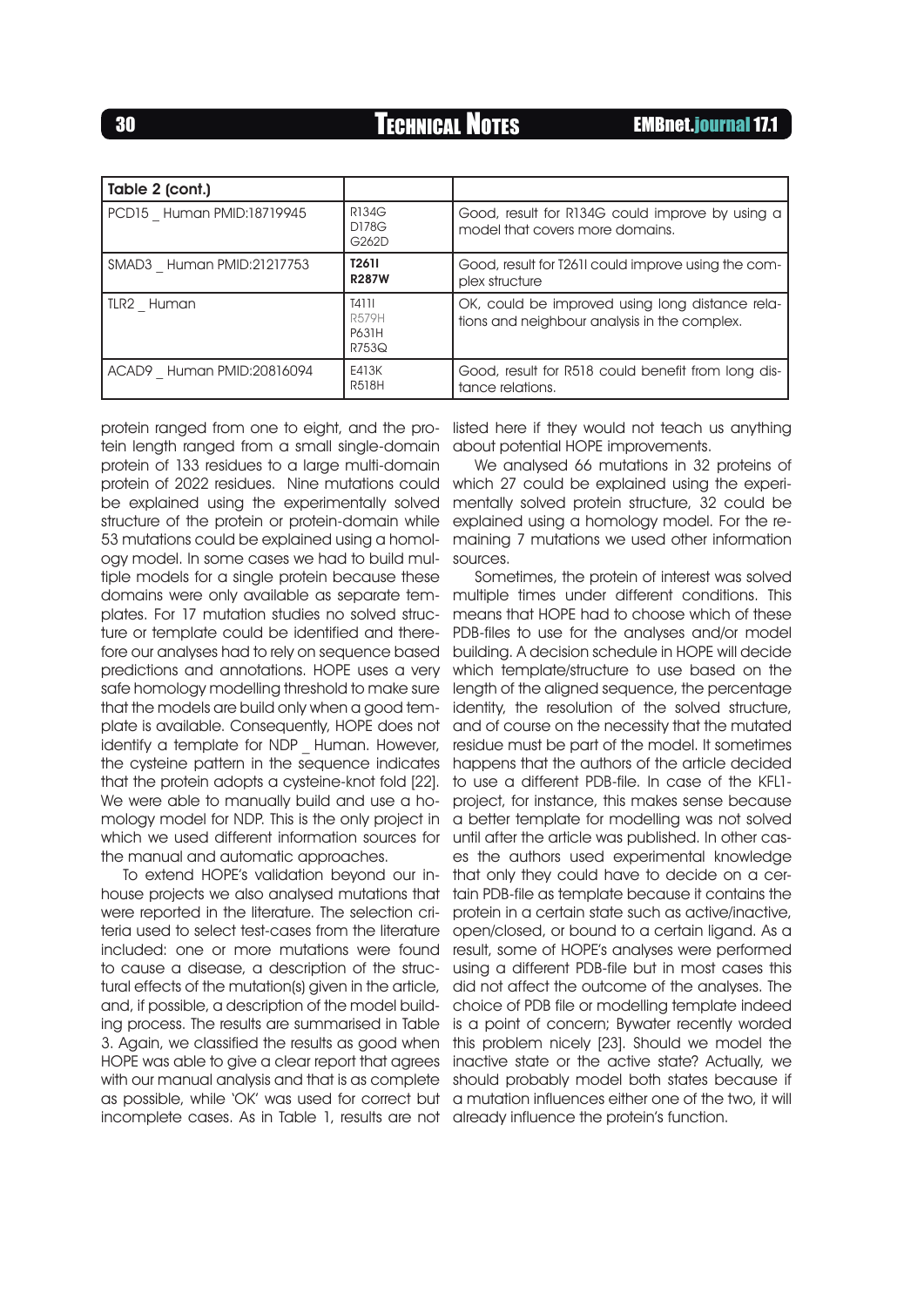| Table 2 (cont.) | | |
|---|---|---|
| PCD15 _ Human PMID:18719945 | R134G D178G G262D | Good, result for R134G could improve by using a model that covers more domains. |
| SMAD3 _ Human PMID:21217753 | **T261I R287W** | Good, result for T261I could improve using the complex structure |
| TLR2 _ Human | T411I R579H P631H R753Q | OK, could be improved using long distance relations and neighbour analysis in the complex. |
| ACAD9 _ Human PMID:20816094 | E413K R518H | Good, result for R518 could benefit from long distance relations. |

protein ranged from one to eight, and the protein length ranged from a small single-domain protein of 133 residues to a large multi-domain protein of 2022 residues. Nine mutations could be explained using the experimentally solved structure of the protein or protein-domain while 53 mutations could be explained using a homology model. In some cases we had to build multiple models for a single protein because these domains were only available as separate templates. For 17 mutation studies no solved structure or template could be identified and therefore our analyses had to rely on sequence based predictions and annotations. HOPE uses a very safe homology modelling threshold to make sure that the models are build only when a good template is available. Consequently, HOPE does not identify a template for NDP _ Human. However, the cysteine pattern in the sequence indicates that the protein adopts a cysteine-knot fold [22]. We were able to manually build and use a homology model for NDP. This is the only project in which we used different information sources for the manual and automatic approaches.

To extend HOPE's validation beyond our in-house projects we also analysed mutations that were reported in the literature. The selection criteria used to select test-cases from the literature included: one or more mutations were found to cause a disease, a description of the structural effects of the mutation(s) given in the article, and, if possible, a description of the model building process. The results are summarised in Table 3. Again, we classified the results as good when HOPE was able to give a clear report that agrees with our manual analysis and that is as complete as possible, while 'OK' was used for correct but incomplete cases. As in Table 1, results are not listed here if they would not teach us anything about potential HOPE improvements.

We analysed 66 mutations in 32 proteins of which 27 could be explained using the experimentally solved protein structure, 32 could be explained using a homology model. For the remaining 7 mutations we used other information sources.

Sometimes, the protein of interest was solved multiple times under different conditions. This means that HOPE had to choose which of these PDB-files to use for the analyses and/or model building. A decision schedule in HOPE will decide which template/structure to use based on the length of the aligned sequence, the percentage identity, the resolution of the solved structure, and of course on the necessity that the mutated residue must be part of the model. It sometimes happens that the authors of the article decided to use a different PDB-file. In case of the KFL1-project, for instance, this makes sense because a better template for modelling was not solved until after the article was published. In other cases the authors used experimental knowledge that only they could have to decide on a certain PDB-file as template because it contains the protein in a certain state such as active/inactive, open/closed, or bound to a certain ligand. As a result, some of HOPE's analyses were performed using a different PDB-file but in most cases this did not affect the outcome of the analyses. The choice of PDB file or modelling template indeed is a point of concern; Bywater recently worded this problem nicely [23]. Should we model the inactive state or the active state? Actually, we should probably model both states because if a mutation influences either one of the two, it will already influence the protein's function.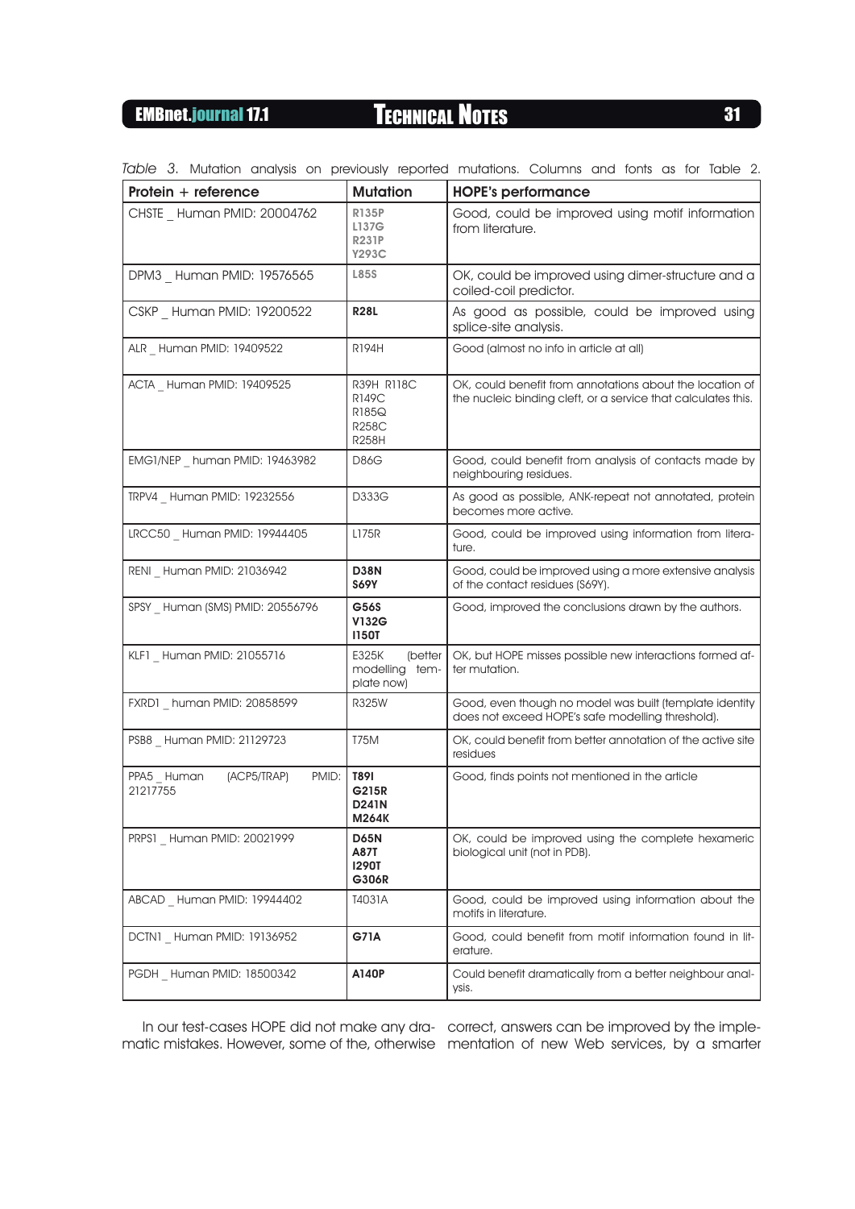*Table 3.* Mutation analysis on previously reported mutations. Columns and fonts as for Table 2.

| Protein + reference | Mutation | HOPE's performance |
|---|---|---|
| CHSTE _ Human PMID: 20004762 | **R135P L137G R231P Y293C** | Good, could be improved using motif information from literature. |
| DPM3 _ Human PMID: 19576565 | **L85S** | OK, could be improved using dimer-structure and a coiled-coil predictor. |
| CSKP _ Human PMID: 19200522 | **R28L** | As good as possible, could be improved using splice-site analysis. |
| ALR _ Human PMID: 19409522 | R194H | Good (almost no info in article at all) |
| ACTA _ Human PMID: 19409525 | R39H R118C R149C R185Q R258C R258H | OK, could benefit from annotations about the location of the nucleic binding cleft, or a service that calculates this. |
| EMG1/NEP _ human PMID: 19463982 | D86G | Good, could benefit from analysis of contacts made by neighbouring residues. |
| TRPV4 _ Human PMID: 19232556 | D333G | As good as possible, ANK-repeat not annotated, protein becomes more active. |
| LRCC50 _ Human PMID: 19944405 | L175R | Good, could be improved using information from literature. |
| RENI _ Human PMID: 21036942 | **D38N S69Y** | Good, could be improved using a more extensive analysis of the contact residues (S69Y). |
| SPSY _ Human (SMS) PMID: 20556796 | **G56S V132G I150T** | Good, improved the conclusions drawn by the authors. |
| KLF1 _ Human PMID: 21055716 | E325K (better modelling template now) | OK, but HOPE misses possible new interactions formed after mutation. |
| FXRD1 _ human PMID: 20858599 | R325W | Good, even though no model was built (template identity does not exceed HOPE's safe modelling threshold). |
| PSB8 _ Human PMID: 21129723 | T75M | OK, could benefit from better annotation of the active site residues |
| PPA5 _ Human (ACP5/TRAP) PMID: 21217755 | **T89I G215R D241N M264K** | Good, finds points not mentioned in the article |
| PRPS1 _ Human PMID: 20021999 | **D65N A87T I290T G306R** | OK, could be improved using the complete hexameric biological unit (not in PDB). |
| ABCAD _ Human PMID: 19944402 | T4031A | Good, could be improved using information about the motifs in literature. |
| DCTN1 _ Human PMID: 19136952 | **G71A** | Good, could benefit from motif information found in literature. |
| PGDH _ Human PMID: 18500342 | **A140P** | Could benefit dramatically from a better neighbour analysis. |

In our test-cases HOPE did not make any dramatic mistakes. However, some of the, otherwise correct, answers can be improved by the implementation of new Web services, by a smarter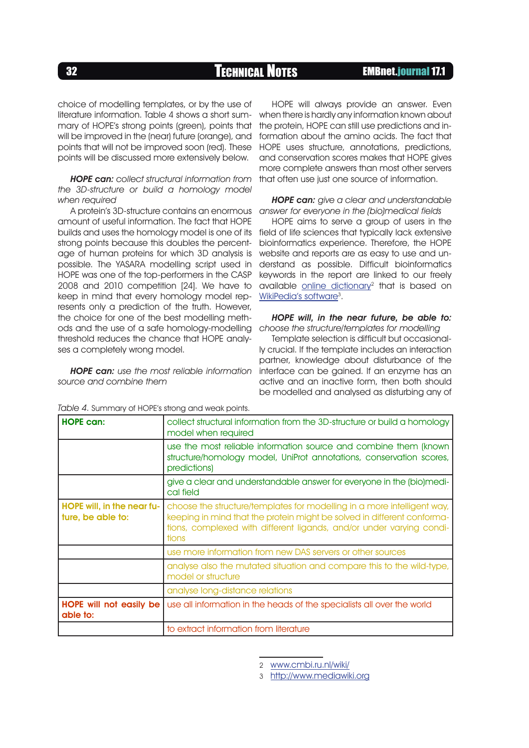choice of modelling templates, or by the use of literature information. Table 4 shows a short summary of HOPE's strong points (green), points that will be improved in the (near) future (orange), and points that will not be improved soon (red). These points will be discussed more extensively below.

***HOPE can:*** *collect structural information from the 3D-structure or build a homology model when required*

A protein's 3D-structure contains an enormous amount of useful information. The fact that HOPE builds and uses the homology model is one of its strong points because this doubles the percentage of human proteins for which 3D analysis is possible. The YASARA modelling script used in HOPE was one of the top-performers in the CASP 2008 and 2010 competition [24]. We have to keep in mind that every homology model represents only a prediction of the truth. However, the choice for one of the best modelling methods and the use of a safe homology-modelling threshold reduces the chance that HOPE analyses a completely wrong model.

***HOPE can:*** *use the most reliable information source and combine them*

HOPE will always provide an answer. Even when there is hardly any information known about the protein, HOPE can still use predictions and information about the amino acids. The fact that HOPE uses structure, annotations, predictions, and conservation scores makes that HOPE gives more complete answers than most other servers that often use just one source of information.

***HOPE can:*** *give a clear and understandable answer for everyone in the (bio)medical fields*

HOPE aims to serve a group of users in the field of life sciences that typically lack extensive bioinformatics experience. Therefore, the HOPE website and reports are as easy to use and understand as possible. Difficult bioinformatics keywords in the report are linked to our freely available online dictionary[2] that is based on WikiPedia's software[3].

***HOPE will, in the near future, be able to:*** *choose the structure/templates for modelling*

Template selection is difficult but occasionally crucial. If the template includes an interaction partner, knowledge about disturbance of the interface can be gained. If an enzyme has an active and an inactive form, then both should be modelled and analysed as disturbing any of

*Table 4.* Summary of HOPE's strong and weak points.

| | |
|---|---|
| **HOPE can:** | collect structural information from the 3D-structure or build a homology model when required |
| | use the most reliable information source and combine them (known structure/homology model, UniProt annotations, conservation scores, predictions) |
| | give a clear and understandable answer for everyone in the (bio)medical field |
| **HOPE will, in the near future, be able to:** | choose the structure/templates for modelling in a more intelligent way, keeping in mind that the protein might be solved in different conformations, complexed with different ligands, and/or under varying conditions |
| | use more information from new DAS servers or other sources |
| | analyse also the mutated situation and compare this to the wild-type, model or structure |
| | analyse long-distance relations |
| **HOPE will not easily be able to:** | use all information in the heads of the specialists all over the world |
| | to extract information from literature |

2 www.cmbi.ru.nl/wiki/

3 http://www.mediawiki.org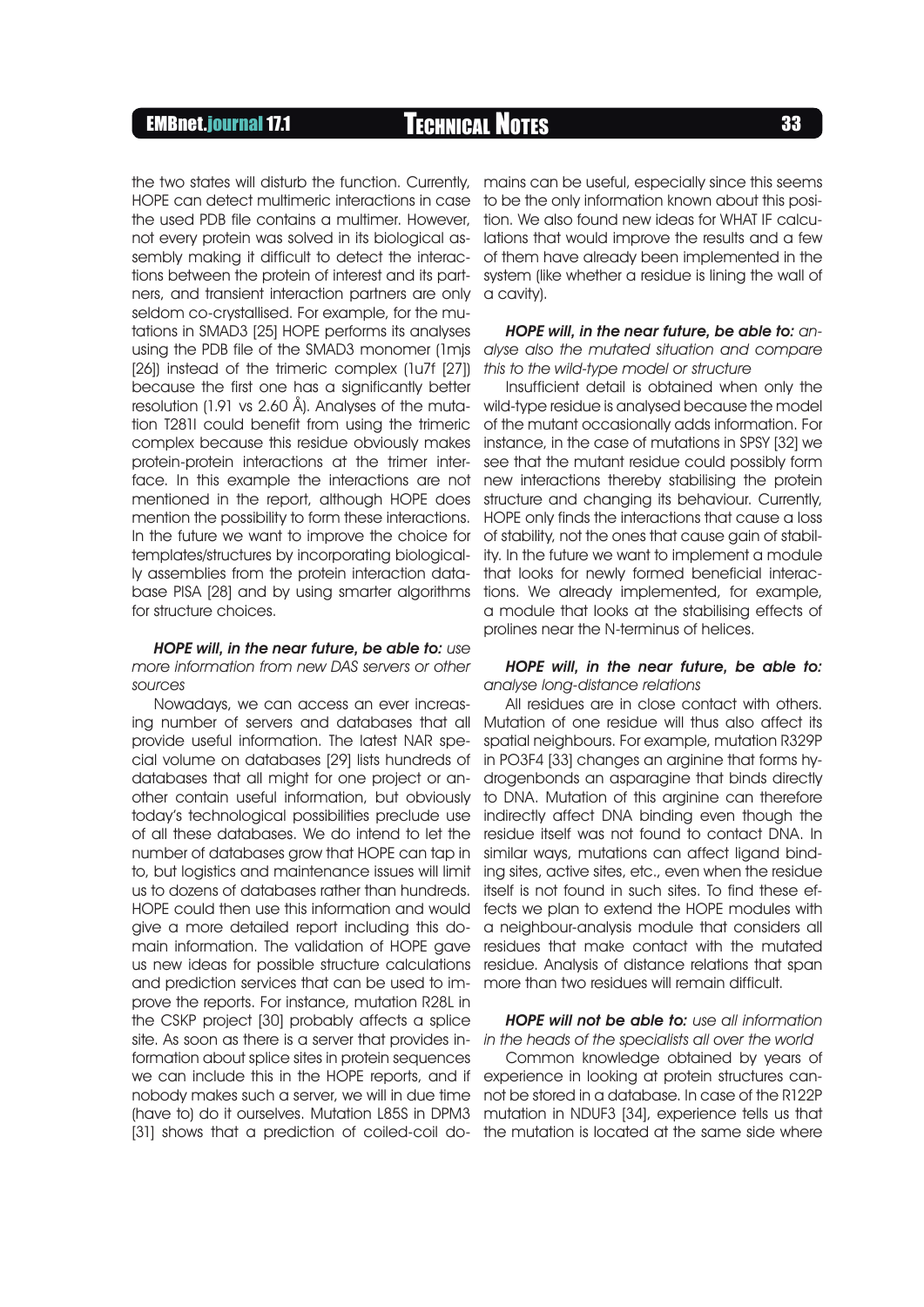the two states will disturb the function. Currently, HOPE can detect multimeric interactions in case the used PDB file contains a multimer. However, not every protein was solved in its biological assembly making it difficult to detect the interactions between the protein of interest and its partners, and transient interaction partners are only seldom co-crystallised. For example, for the mutations in SMAD3 [25] HOPE performs its analyses using the PDB file of the SMAD3 monomer (1mjs [26]) instead of the trimeric complex (1u7f [27]) because the first one has a significantly better resolution (1.91 vs 2.60 Å). Analyses of the mutation T281I could benefit from using the trimeric complex because this residue obviously makes protein-protein interactions at the trimer interface. In this example the interactions are not mentioned in the report, although HOPE does mention the possibility to form these interactions. In the future we want to improve the choice for templates/structures by incorporating biologically assemblies from the protein interaction database PISA [28] and by using smarter algorithms for structure choices.

***HOPE will, in the near future, be able to:*** *use more information from new DAS servers or other sources*

Nowadays, we can access an ever increasing number of servers and databases that all provide useful information. The latest NAR special volume on databases [29] lists hundreds of databases that all might for one project or another contain useful information, but obviously today's technological possibilities preclude use of all these databases. We do intend to let the number of databases grow that HOPE can tap in to, but logistics and maintenance issues will limit us to dozens of databases rather than hundreds. HOPE could then use this information and would give a more detailed report including this domain information. The validation of HOPE gave us new ideas for possible structure calculations and prediction services that can be used to improve the reports. For instance, mutation R28L in the CSKP project [30] probably affects a splice site. As soon as there is a server that provides information about splice sites in protein sequences we can include this in the HOPE reports, and if nobody makes such a server, we will in due time (have to) do it ourselves. Mutation L85S in DPM3 [31] shows that a prediction of coiled-coil domains can be useful, especially since this seems to be the only information known about this position. We also found new ideas for WHAT IF calculations that would improve the results and a few of them have already been implemented in the system (like whether a residue is lining the wall of a cavity).

***HOPE will, in the near future, be able to:*** *analyse also the mutated situation and compare this to the wild-type model or structure*

Insufficient detail is obtained when only the wild-type residue is analysed because the model of the mutant occasionally adds information. For instance, in the case of mutations in SPSY [32] we see that the mutant residue could possibly form new interactions thereby stabilising the protein structure and changing its behaviour. Currently, HOPE only finds the interactions that cause a loss of stability, not the ones that cause gain of stability. In the future we want to implement a module that looks for newly formed beneficial interactions. We already implemented, for example, a module that looks at the stabilising effects of prolines near the N-terminus of helices.

***HOPE will, in the near future, be able to:*** *analyse long-distance relations*

All residues are in close contact with others. Mutation of one residue will thus also affect its spatial neighbours. For example, mutation R329P in PO3F4 [33] changes an arginine that forms hydrogenbonds an asparagine that binds directly to DNA. Mutation of this arginine can therefore indirectly affect DNA binding even though the residue itself was not found to contact DNA. In similar ways, mutations can affect ligand binding sites, active sites, etc., even when the residue itself is not found in such sites. To find these effects we plan to extend the HOPE modules with a neighbour-analysis module that considers all residues that make contact with the mutated residue. Analysis of distance relations that span more than two residues will remain difficult.

***HOPE will not be able to:*** *use all information in the heads of the specialists all over the world*

Common knowledge obtained by years of experience in looking at protein structures cannot be stored in a database. In case of the R122P mutation in NDUF3 [34], experience tells us that the mutation is located at the same side where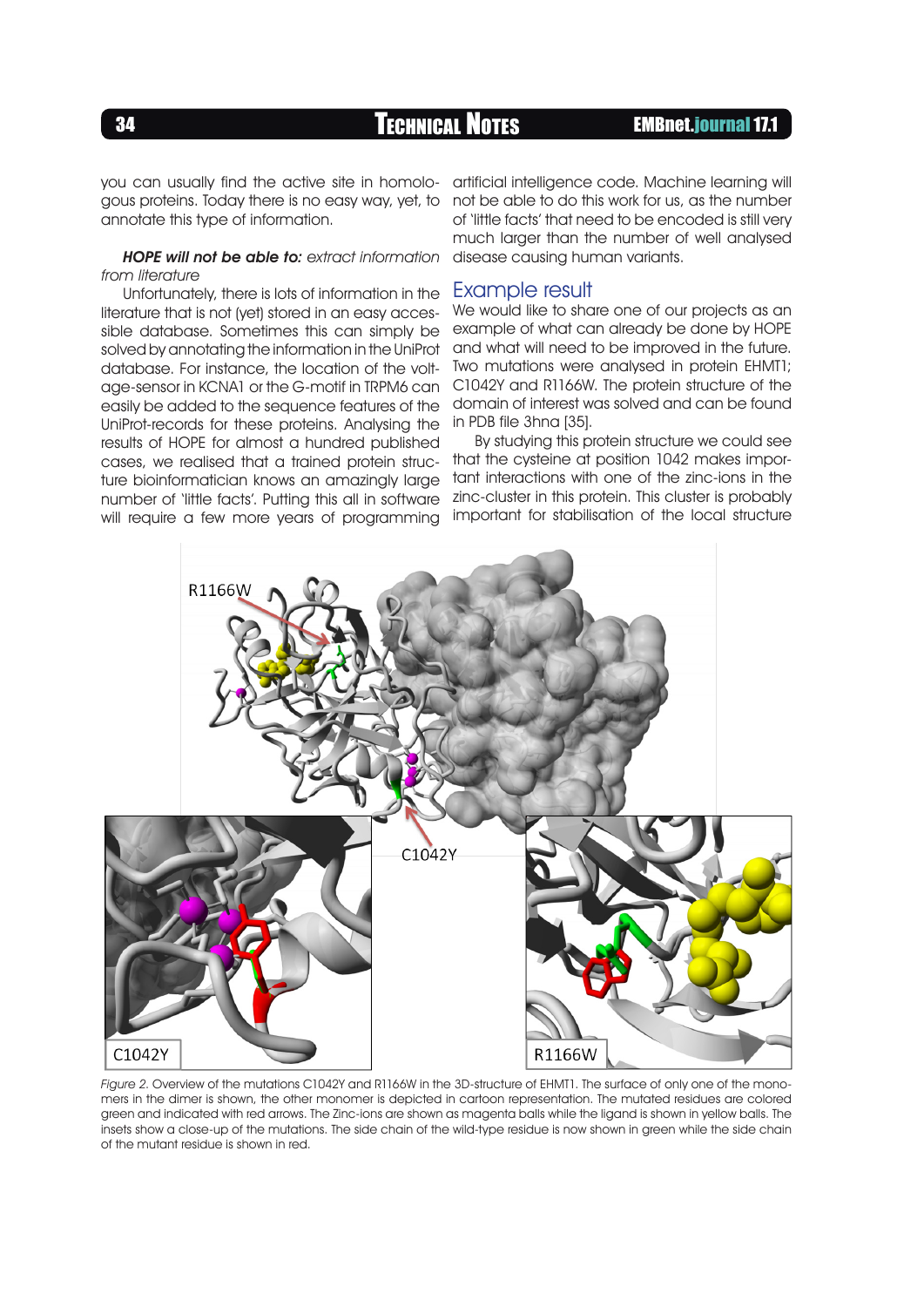you can usually find the active site in homologous proteins. Today there is no easy way, yet, to annotate this type of information.

***HOPE will not be able to:*** *extract information from literature*

Unfortunately, there is lots of information in the literature that is not (yet) stored in an easy accessible database. Sometimes this can simply be solved by annotating the information in the UniProt database. For instance, the location of the voltage-sensor in KCNA1 or the G-motif in TRPM6 can easily be added to the sequence features of the UniProt-records for these proteins. Analysing the results of HOPE for almost a hundred published cases, we realised that a trained protein structure bioinformatician knows an amazingly large number of 'little facts'. Putting this all in software will require a few more years of programming artificial intelligence code. Machine learning will not be able to do this work for us, as the number of 'little facts' that need to be encoded is still very much larger than the number of well analysed disease causing human variants.

## Example result

We would like to share one of our projects as an example of what can already be done by HOPE and what will need to be improved in the future. Two mutations were analysed in protein EHMT1; C1042Y and R1166W. The protein structure of the domain of interest was solved and can be found in PDB file 3hna [35].

By studying this protein structure we could see that the cysteine at position 1042 makes important interactions with one of the zinc-ions in the zinc-cluster in this protein. This cluster is probably important for stabilisation of the local structure

*Figure 2.* Overview of the mutations C1042Y and R1166W in the 3D-structure of EHMT1. The surface of only one of the monomers in the dimer is shown, the other monomer is depicted in cartoon representation. The mutated residues are colored green and indicated with red arrows. The Zinc-ions are shown as magenta balls while the ligand is shown in yellow balls. The insets show a close-up of the mutations. The side chain of the wild-type residue is now shown in green while the side chain of the mutant residue is shown in red.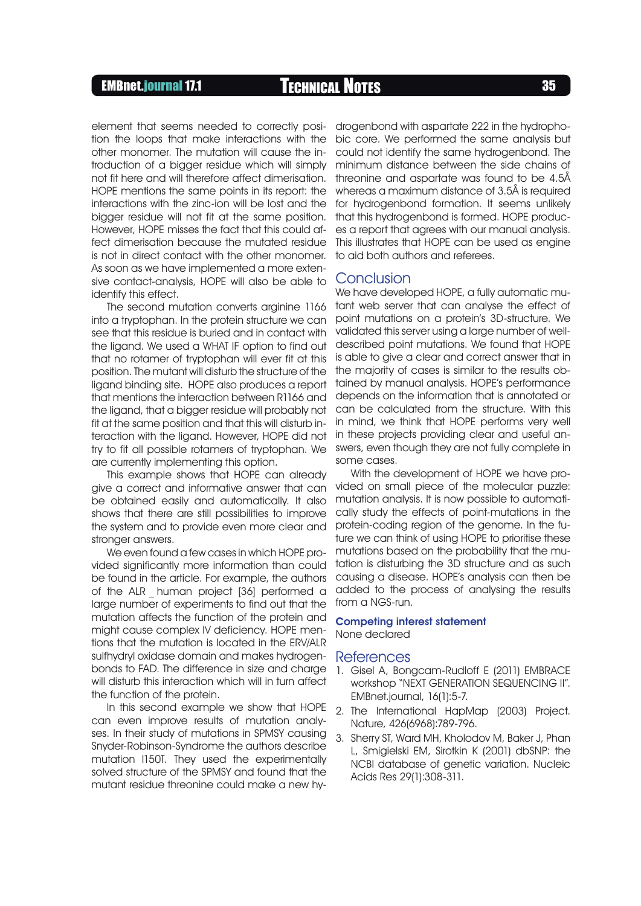element that seems needed to correctly position the loops that make interactions with the other monomer. The mutation will cause the introduction of a bigger residue which will simply not fit here and will therefore affect dimerisation. HOPE mentions the same points in its report: the interactions with the zinc-ion will be lost and the bigger residue will not fit at the same position. However, HOPE misses the fact that this could affect dimerisation because the mutated residue is not in direct contact with the other monomer. As soon as we have implemented a more extensive contact-analysis, HOPE will also be able to identify this effect.

The second mutation converts arginine 1166 into a tryptophan. In the protein structure we can see that this residue is buried and in contact with the ligand. We used a WHAT IF option to find out that no rotamer of tryptophan will ever fit at this position. The mutant will disturb the structure of the ligand binding site. HOPE also produces a report that mentions the interaction between R1166 and the ligand, that a bigger residue will probably not fit at the same position and that this will disturb interaction with the ligand. However, HOPE did not try to fit all possible rotamers of tryptophan. We are currently implementing this option.

This example shows that HOPE can already give a correct and informative answer that can be obtained easily and automatically. It also shows that there are still possibilities to improve the system and to provide even more clear and stronger answers.

We even found a few cases in which HOPE provided significantly more information than could be found in the article. For example, the authors of the ALR _ human project [36] performed a large number of experiments to find out that the mutation affects the function of the protein and might cause complex IV deficiency. HOPE mentions that the mutation is located in the ERV/ALR sulfhydryl oxidase domain and makes hydrogenbonds to FAD. The difference in size and charge will disturb this interaction which will in turn affect the function of the protein.

In this second example we show that HOPE can even improve results of mutation analyses. In their study of mutations in SPMSY causing Snyder-Robinson-Syndrome the authors describe mutation I150T. They used the experimentally solved structure of the SPMSY and found that the mutant residue threonine could make a new hydrogenbond with aspartate 222 in the hydrophobic core. We performed the same analysis but could not identify the same hydrogenbond. The minimum distance between the side chains of threonine and aspartate was found to be 4.5Å whereas a maximum distance of 3.5Å is required for hydrogenbond formation. It seems unlikely that this hydrogenbond is formed. HOPE produces a report that agrees with our manual analysis. This illustrates that HOPE can be used as engine to aid both authors and referees.

## Conclusion

We have developed HOPE, a fully automatic mutant web server that can analyse the effect of point mutations on a protein's 3D-structure. We validated this server using a large number of well-described point mutations. We found that HOPE is able to give a clear and correct answer that in the majority of cases is similar to the results obtained by manual analysis. HOPE's performance depends on the information that is annotated or can be calculated from the structure. With this in mind, we think that HOPE performs very well in these projects providing clear and useful answers, even though they are not fully complete in some cases.

With the development of HOPE we have provided on small piece of the molecular puzzle: mutation analysis. It is now possible to automatically study the effects of point-mutations in the protein-coding region of the genome. In the future we can think of using HOPE to prioritise these mutations based on the probability that the mutation is disturbing the 3D structure and as such causing a disease. HOPE's analysis can then be added to the process of analysing the results from a NGS-run.

### Competing interest statement

None declared

## References

1. Gisel A, Bongcam-Rudloff E (2011) EMBRACE workshop "NEXT GENERATION SEQUENCING II". EMBnet.journal, 16(1):5-7.
2. The International HapMap (2003) Project. Nature, 426(6968):789-796.
3. Sherry ST, Ward MH, Kholodov M, Baker J, Phan L, Smigielski EM, Sirotkin K (2001) dbSNP: the NCBI database of genetic variation. Nucleic Acids Res 29(1):308-311.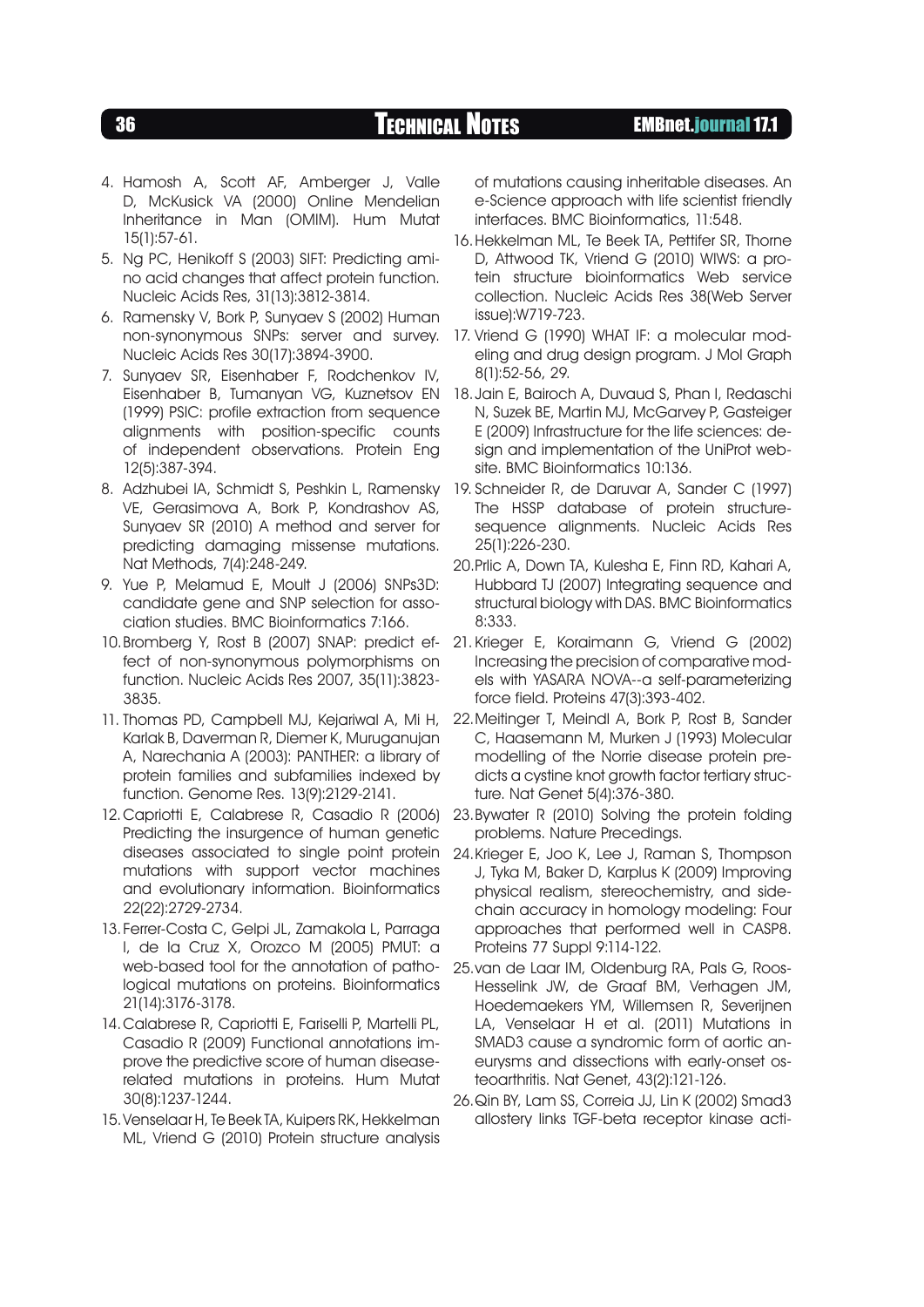4. Hamosh A, Scott AF, Amberger J, Valle D, McKusick VA (2000) Online Mendelian Inheritance in Man (OMIM). Hum Mutat 15(1):57-61.
5. Ng PC, Henikoff S (2003) SIFT: Predicting amino acid changes that affect protein function. Nucleic Acids Res, 31(13):3812-3814.
6. Ramensky V, Bork P, Sunyaev S (2002) Human non-synonymous SNPs: server and survey. Nucleic Acids Res 30(17):3894-3900.
7. Sunyaev SR, Eisenhaber F, Rodchenkov IV, Eisenhaber B, Tumanyan VG, Kuznetsov EN (1999) PSIC: profile extraction from sequence alignments with position-specific counts of independent observations. Protein Eng 12(5):387-394.
8. Adzhubei IA, Schmidt S, Peshkin L, Ramensky VE, Gerasimova A, Bork P, Kondrashov AS, Sunyaev SR (2010) A method and server for predicting damaging missense mutations. Nat Methods, 7(4):248-249.
9. Yue P, Melamud E, Moult J (2006) SNPs3D: candidate gene and SNP selection for association studies. BMC Bioinformatics 7:166.
10. Bromberg Y, Rost B (2007) SNAP: predict effect of non-synonymous polymorphisms on function. Nucleic Acids Res 2007, 35(11):3823-3835.
11. Thomas PD, Campbell MJ, Kejariwal A, Mi H, Karlak B, Daverman R, Diemer K, Muruganujan A, Narechania A (2003): PANTHER: a library of protein families and subfamilies indexed by function. Genome Res. 13(9):2129-2141.
12. Capriotti E, Calabrese R, Casadio R (2006) Predicting the insurgence of human genetic diseases associated to single point protein mutations with support vector machines and evolutionary information. Bioinformatics 22(22):2729-2734.
13. Ferrer-Costa C, Gelpi JL, Zamakola L, Parraga I, de la Cruz X, Orozco M (2005) PMUT: a web-based tool for the annotation of pathological mutations on proteins. Bioinformatics 21(14):3176-3178.
14. Calabrese R, Capriotti E, Fariselli P, Martelli PL, Casadio R (2009) Functional annotations improve the predictive score of human disease-related mutations in proteins. Hum Mutat 30(8):1237-1244.
15. Venselaar H, Te Beek TA, Kuipers RK, Hekkelman ML, Vriend G (2010) Protein structure analysis of mutations causing inheritable diseases. An e-Science approach with life scientist friendly interfaces. BMC Bioinformatics, 11:548.
16. Hekkelman ML, Te Beek TA, Pettifer SR, Thorne D, Attwood TK, Vriend G (2010) WIWS: a protein structure bioinformatics Web service collection. Nucleic Acids Res 38(Web Server issue):W719-723.
17. Vriend G (1990) WHAT IF: a molecular modeling and drug design program. J Mol Graph 8(1):52-56, 29.
18. Jain E, Bairoch A, Duvaud S, Phan I, Redaschi N, Suzek BE, Martin MJ, McGarvey P, Gasteiger E (2009) Infrastructure for the life sciences: design and implementation of the UniProt website. BMC Bioinformatics 10:136.
19. Schneider R, de Daruvar A, Sander C (1997) The HSSP database of protein structure-sequence alignments. Nucleic Acids Res 25(1):226-230.
20. Prlic A, Down TA, Kulesha E, Finn RD, Kahari A, Hubbard TJ (2007) Integrating sequence and structural biology with DAS. BMC Bioinformatics 8:333.
21. Krieger E, Koraimann G, Vriend G (2002) Increasing the precision of comparative models with YASARA NOVA--a self-parameterizing force field. Proteins 47(3):393-402.
22. Meitinger T, Meindl A, Bork P, Rost B, Sander C, Haasemann M, Murken J (1993) Molecular modelling of the Norrie disease protein predicts a cystine knot growth factor tertiary structure. Nat Genet 5(4):376-380.
23. Bywater R (2010) Solving the protein folding problems. Nature Precedings.
24. Krieger E, Joo K, Lee J, Raman S, Thompson J, Tyka M, Baker D, Karplus K (2009) Improving physical realism, stereochemistry, and side-chain accuracy in homology modeling: Four approaches that performed well in CASP8. Proteins 77 Suppl 9:114-122.
25. van de Laar IM, Oldenburg RA, Pals G, Roos-Hesselink JW, de Graaf BM, Verhagen JM, Hoedemaekers YM, Willemsen R, Severijnen LA, Venselaar H et al. (2011) Mutations in SMAD3 cause a syndromic form of aortic aneurysms and dissections with early-onset osteoarthritis. Nat Genet, 43(2):121-126.
26. Qin BY, Lam SS, Correia JJ, Lin K (2002) Smad3 allostery links TGF-beta receptor kinase acti-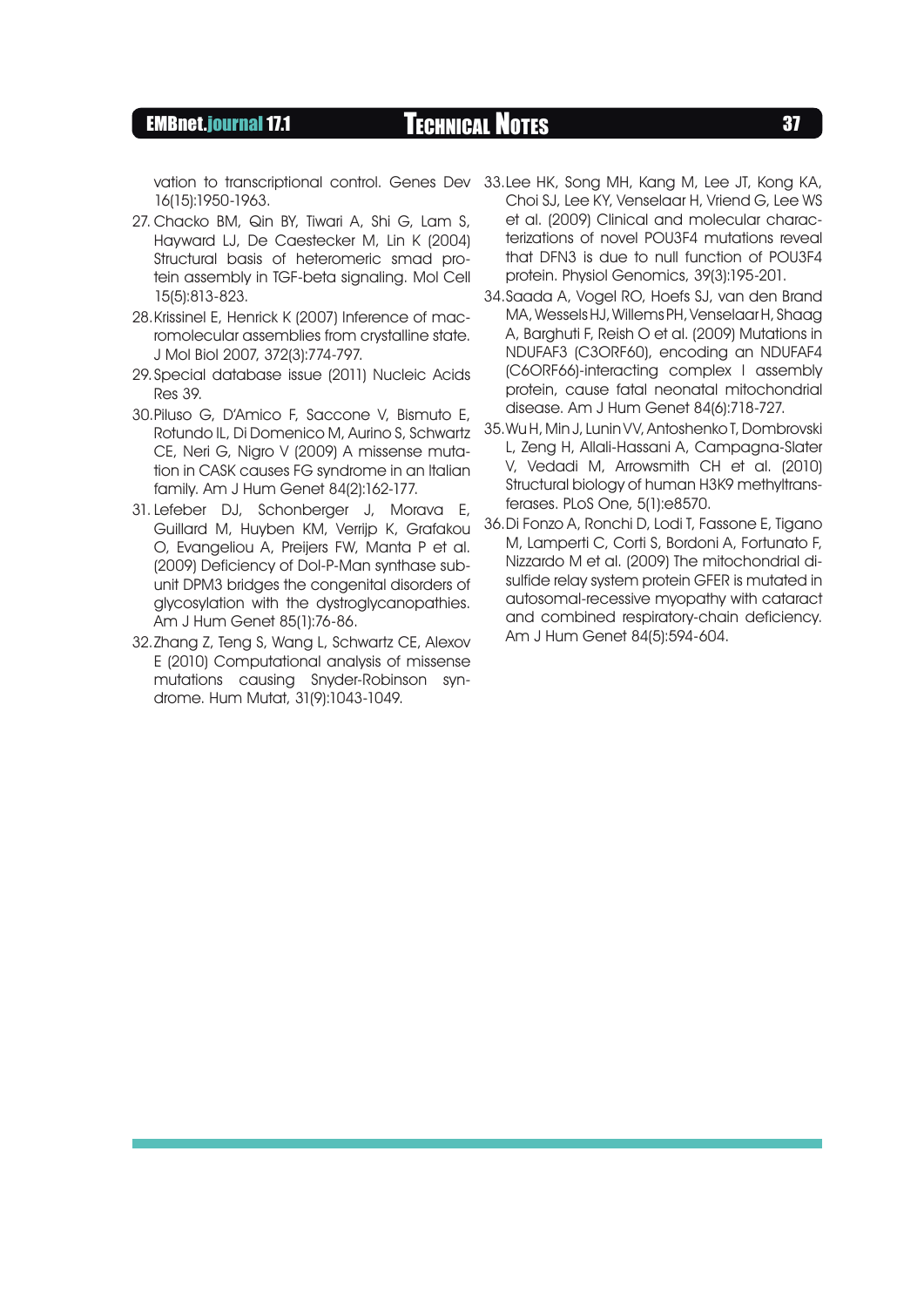vation to transcriptional control. Genes Dev 16(15):1950-1963.

27. Chacko BM, Qin BY, Tiwari A, Shi G, Lam S, Hayward LJ, De Caestecker M, Lin K (2004) Structural basis of heteromeric smad protein assembly in TGF-beta signaling. Mol Cell 15(5):813-823.
28. Krissinel E, Henrick K (2007) Inference of macromolecular assemblies from crystalline state. J Mol Biol 2007, 372(3):774-797.
29. Special database issue (2011) Nucleic Acids Res 39.
30. Piluso G, D'Amico F, Saccone V, Bismuto E, Rotundo IL, Di Domenico M, Aurino S, Schwartz CE, Neri G, Nigro V (2009) A missense mutation in CASK causes FG syndrome in an Italian family. Am J Hum Genet 84(2):162-177.
31. Lefeber DJ, Schonberger J, Morava E, Guillard M, Huyben KM, Verrijp K, Grafakou O, Evangeliou A, Preijers FW, Manta P et al. (2009) Deficiency of Dol-P-Man synthase subunit DPM3 bridges the congenital disorders of glycosylation with the dystroglycanopathies. Am J Hum Genet 85(1):76-86.
32. Zhang Z, Teng S, Wang L, Schwartz CE, Alexov E (2010) Computational analysis of missense mutations causing Snyder-Robinson syndrome. Hum Mutat, 31(9):1043-1049.
33. Lee HK, Song MH, Kang M, Lee JT, Kong KA, Choi SJ, Lee KY, Venselaar H, Vriend G, Lee WS et al. (2009) Clinical and molecular characterizations of novel POU3F4 mutations reveal that DFN3 is due to null function of POU3F4 protein. Physiol Genomics, 39(3):195-201.
34. Saada A, Vogel RO, Hoefs SJ, van den Brand MA, Wessels HJ, Willems PH, Venselaar H, Shaag A, Barghuti F, Reish O et al. (2009) Mutations in NDUFAF3 (C3ORF60), encoding an NDUFAF4 (C6ORF66)-interacting complex I assembly protein, cause fatal neonatal mitochondrial disease. Am J Hum Genet 84(6):718-727.
35. Wu H, Min J, Lunin VV, Antoshenko T, Dombrovski L, Zeng H, Allali-Hassani A, Campagna-Slater V, Vedadi M, Arrowsmith CH et al. (2010) Structural biology of human H3K9 methyltransferases. PLoS One, 5(1):e8570.
36. Di Fonzo A, Ronchi D, Lodi T, Fassone E, Tigano M, Lamperti C, Corti S, Bordoni A, Fortunato F, Nizzardo M et al. (2009) The mitochondrial disulfide relay system protein GFER is mutated in autosomal-recessive myopathy with cataract and combined respiratory-chain deficiency. Am J Hum Genet 84(5):594-604.